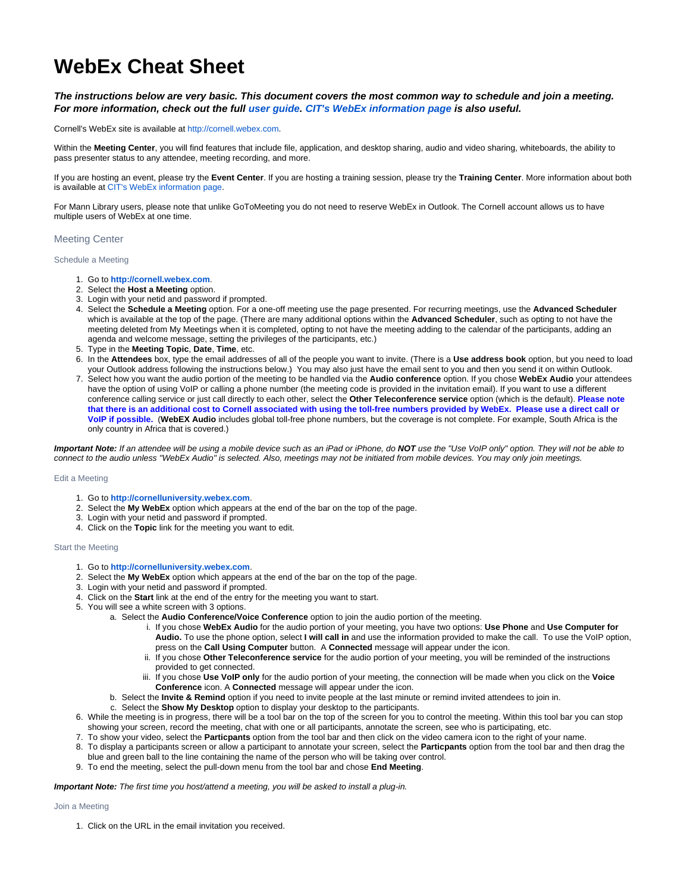# WebEx Cheat Sheet

***The instructions below are very basic. This document covers the most common way to schedule and join a meeting. For more information, check out the full user guide. CIT's WebEx information page is also useful.***

Cornell's WebEx site is available at http://cornell.webex.com.

Within the **Meeting Center**, you will find features that include file, application, and desktop sharing, audio and video sharing, whiteboards, the ability to pass presenter status to any attendee, meeting recording, and more.

If you are hosting an event, please try the **Event Center**. If you are hosting a training session, please try the **Training Center**. More information about both is available at CIT's WebEx information page.

For Mann Library users, please note that unlike GoToMeeting you do not need to reserve WebEx in Outlook. The Cornell account allows us to have multiple users of WebEx at one time.

## Meeting Center

### Schedule a Meeting

1. Go to **http://cornell.webex.com**.
2. Select the **Host a Meeting** option.
3. Login with your netid and password if prompted.
4. Select the **Schedule a Meeting** option. For a one-off meeting use the page presented. For recurring meetings, use the **Advanced Scheduler** which is available at the top of the page. (There are many additional options within the **Advanced Scheduler**, such as opting to not have the meeting deleted from My Meetings when it is completed, opting to not have the meeting adding to the calendar of the participants, adding an agenda and welcome message, setting the privileges of the participants, etc.)
5. Type in the **Meeting Topic**, **Date**, **Time**, etc.
6. In the **Attendees** box, type the email addresses of all of the people you want to invite. (There is a **Use address book** option, but you need to load your Outlook address following the instructions below.) You may also just have the email sent to you and then you send it on within Outlook.
7. Select how you want the audio portion of the meeting to be handled via the **Audio conference** option. If you chose **WebEx Audio** your attendees have the option of using VoIP or calling a phone number (the meeting code is provided in the invitation email). If you want to use a different conference calling service or just call directly to each other, select the **Other Teleconference service** option (which is the default). **Please note that there is an additional cost to Cornell associated with using the toll-free numbers provided by WebEx. Please use a direct call or VoIP if possible.** (**WebEX Audio** includes global toll-free phone numbers, but the coverage is not complete. For example, South Africa is the only country in Africa that is covered.)

***Important Note:*** *If an attendee will be using a mobile device such as an iPad or iPhone, do **NOT** use the "Use VoIP only" option. They will not be able to connect to the audio unless "WebEx Audio" is selected. Also, meetings may not be initiated from mobile devices. You may only join meetings.*

### Edit a Meeting

1. Go to **http://cornelluniversity.webex.com**.
2. Select the **My WebEx** option which appears at the end of the bar on the top of the page.
3. Login with your netid and password if prompted.
4. Click on the **Topic** link for the meeting you want to edit.

### Start the Meeting

1. Go to **http://cornelluniversity.webex.com**.
2. Select the **My WebEx** option which appears at the end of the bar on the top of the page.
3. Login with your netid and password if prompted.
4. Click on the **Start** link at the end of the entry for the meeting you want to start.
5. You will see a white screen with 3 options.
   a. Select the **Audio Conference/Voice Conference** option to join the audio portion of the meeting.
      i. If you chose **WebEx Audio** for the audio portion of your meeting, you have two options: **Use Phone** and **Use Computer for Audio.** To use the phone option, select **I will call in** and use the information provided to make the call. To use the VoIP option, press on the **Call Using Computer** button. A **Connected** message will appear under the icon.
      ii. If you chose **Other Teleconference service** for the audio portion of your meeting, you will be reminded of the instructions provided to get connected.
      iii. If you chose **Use VoIP only** for the audio portion of your meeting, the connection will be made when you click on the **Voice Conference** icon. A **Connected** message will appear under the icon.
   b. Select the **Invite & Remind** option if you need to invite people at the last minute or remind invited attendees to join in.
   c. Select the **Show My Desktop** option to display your desktop to the participants.
6. While the meeting is in progress, there will be a tool bar on the top of the screen for you to control the meeting. Within this tool bar you can stop showing your screen, record the meeting, chat with one or all participants, annotate the screen, see who is participating, etc.
7. To show your video, select the **Particpants** option from the tool bar and then click on the video camera icon to the right of your name.
8. To display a participants screen or allow a participant to annotate your screen, select the **Particpants** option from the tool bar and then drag the blue and green ball to the line containing the name of the person who will be taking over control.
9. To end the meeting, select the pull-down menu from the tool bar and chose **End Meeting**.

***Important Note:*** *The first time you host/attend a meeting, you will be asked to install a plug-in.*

### Join a Meeting

1. Click on the URL in the email invitation you received.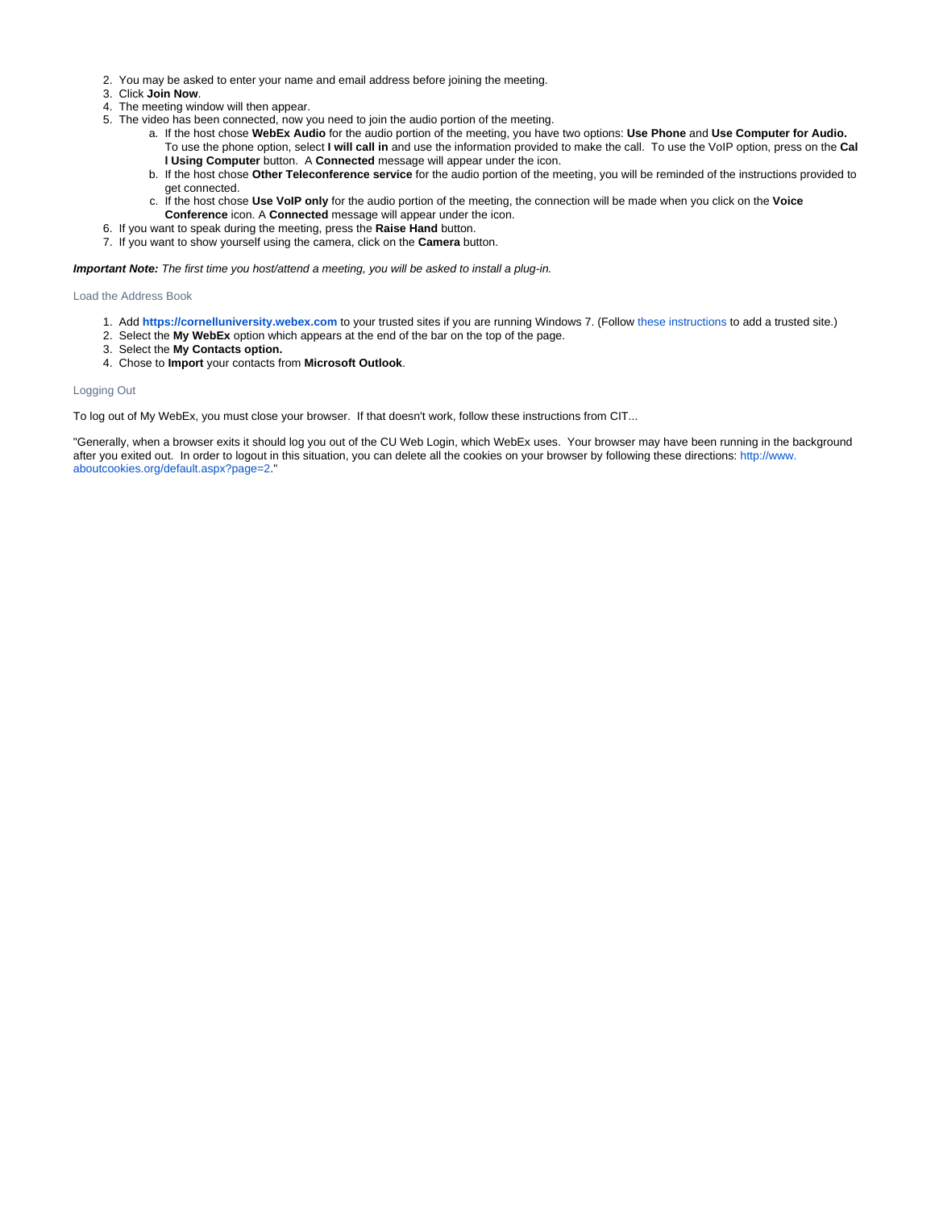2. You may be asked to enter your name and email address before joining the meeting.
3. Click **Join Now**.
4. The meeting window will then appear.
5. The video has been connected, now you need to join the audio portion of the meeting.
    a. If the host chose **WebEx Audio** for the audio portion of the meeting, you have two options: **Use Phone** and **Use Computer for Audio.** To use the phone option, select **I will call in** and use the information provided to make the call. To use the VoIP option, press on the **Call Using Computer** button. A **Connected** message will appear under the icon.
    b. If the host chose **Other Teleconference service** for the audio portion of the meeting, you will be reminded of the instructions provided to get connected.
    c. If the host chose **Use VoIP only** for the audio portion of the meeting, the connection will be made when you click on the **Voice Conference** icon. A **Connected** message will appear under the icon.
6. If you want to speak during the meeting, press the **Raise Hand** button.
7. If you want to show yourself using the camera, click on the **Camera** button.

***Important Note:*** *The first time you host/attend a meeting, you will be asked to install a plug-in.*

### Load the Address Book

1. Add **https://cornelluniversity.webex.com** to your trusted sites if you are running Windows 7. (Follow these instructions to add a trusted site.)
2. Select the **My WebEx** option which appears at the end of the bar on the top of the page.
3. Select the **My Contacts option.**
4. Chose to **Import** your contacts from **Microsoft Outlook**.

### Logging Out

To log out of My WebEx, you must close your browser. If that doesn't work, follow these instructions from CIT...

"Generally, when a browser exits it should log you out of the CU Web Login, which WebEx uses. Your browser may have been running in the background after you exited out. In order to logout in this situation, you can delete all the cookies on your browser by following these directions: http://www.aboutcookies.org/default.aspx?page=2."